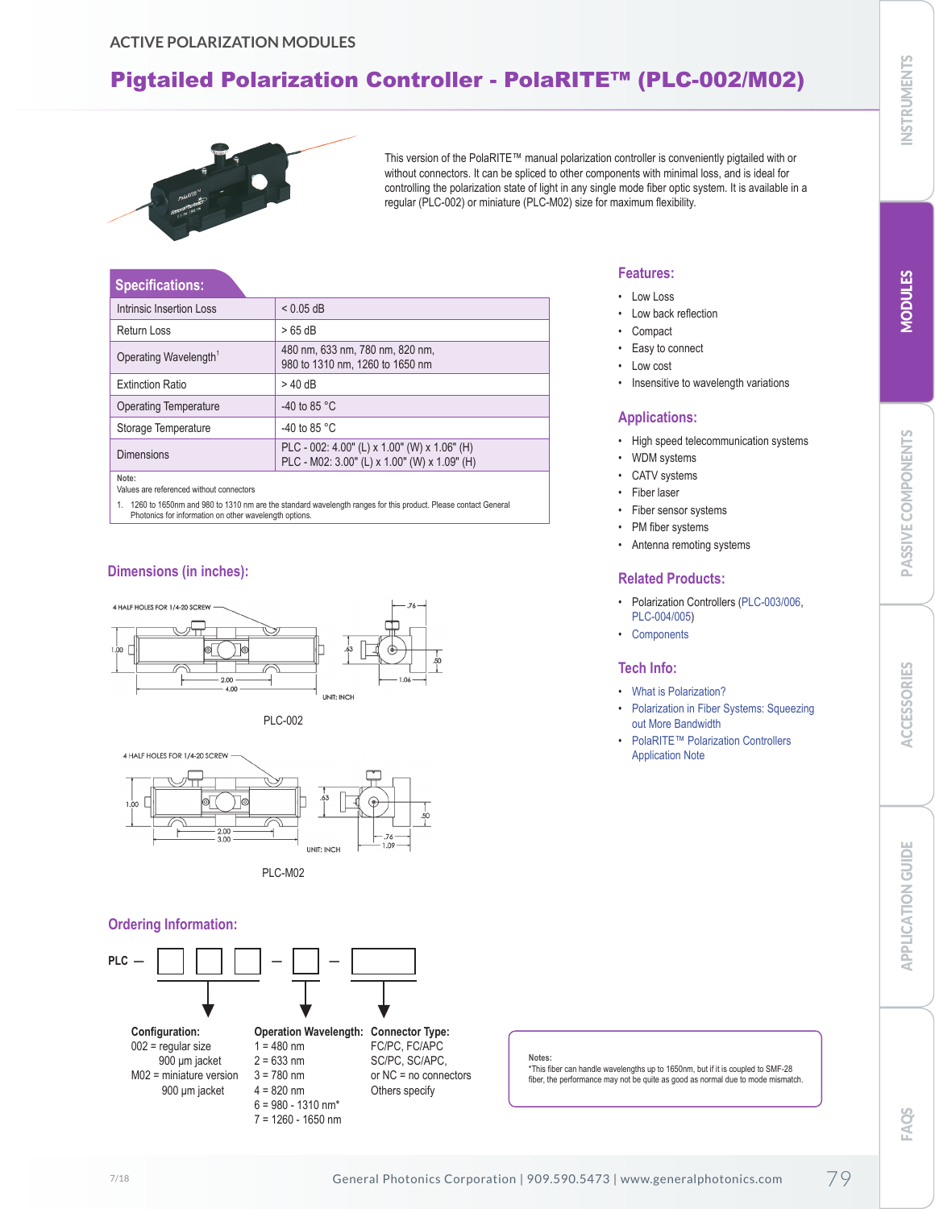ACTIVE POLARIZATION MODULES

# Pigtailed Polarization Controller - PolaRITE™ (PLC-002/M02)

This version of the PolaRITE™ manual polarization controller is conveniently pigtailed with or without connectors. It can be spliced to other components with minimal loss, and is ideal for controlling the polarization state of light in any single mode fiber optic system. It is available in a regular (PLC-002) or miniature (PLC-M02) size for maximum flexibility.

## Specifications:

| Parameter | Value |
|---|---|
| Intrinsic Insertion Loss | < 0.05 dB |
| Return Loss | > 65 dB |
| Operating Wavelength[1] | 480 nm, 633 nm, 780 nm, 820 nm, 980 to 1310 nm, 1260 to 1650 nm |
| Extinction Ratio | > 40 dB |
| Operating Temperature | -40 to 85 °C |
| Storage Temperature | -40 to 85 °C |
| Dimensions | PLC - 002: 4.00" (L) x 1.00" (W) x 1.06" (H)<br>PLC - M02: 3.00" (L) x 1.00" (W) x 1.09" (H) |

Note:
Values are referenced without connectors

1. 1260 to 1650nm and 980 to 1310 nm are the standard wavelength ranges for this product. Please contact General Photonics for information on other wavelength options.

## Features:

- Low Loss
- Low back reflection
- Compact
- Easy to connect
- Low cost
- Insensitive to wavelength variations

## Applications:

- High speed telecommunication systems
- WDM systems
- CATV systems
- Fiber laser
- Fiber sensor systems
- PM fiber systems
- Antenna remoting systems

## Related Products:

- Polarization Controllers (PLC-003/006, PLC-004/005)
- Components

## Tech Info:

- What is Polarization?
- Polarization in Fiber Systems: Squeezing out More Bandwidth
- PolaRITE™ Polarization Controllers Application Note

## Dimensions (in inches):

4 HALF HOLES FOR 1/4-20 SCREW

1.00, 2.00, 4.00, .63, .76, .50, 1.06 — UNIT: INCH

PLC-002

4 HALF HOLES FOR 1/4-20 SCREW

1.00, 2.00, 3.00, .63, .76, .50, 1.09 — UNIT: INCH

PLC-M02

## Ordering Information:

PLC — □□□ — □ — □

**Configuration:**
002 = regular size 900 µm jacket
M02 = miniature version 900 µm jacket

**Operation Wavelength:**
1 = 480 nm
2 = 633 nm
3 = 780 nm
4 = 820 nm
6 = 980 - 1310 nm*
7 = 1260 - 1650 nm

**Connector Type:**
FC/PC, FC/APC
SC/PC, SC/APC,
or NC = no connectors
Others specify

Notes:
*This fiber can handle wavelengths up to 1650nm, but if it is coupled to SMF-28 fiber, the performance may not be quite as good as normal due to mode mismatch.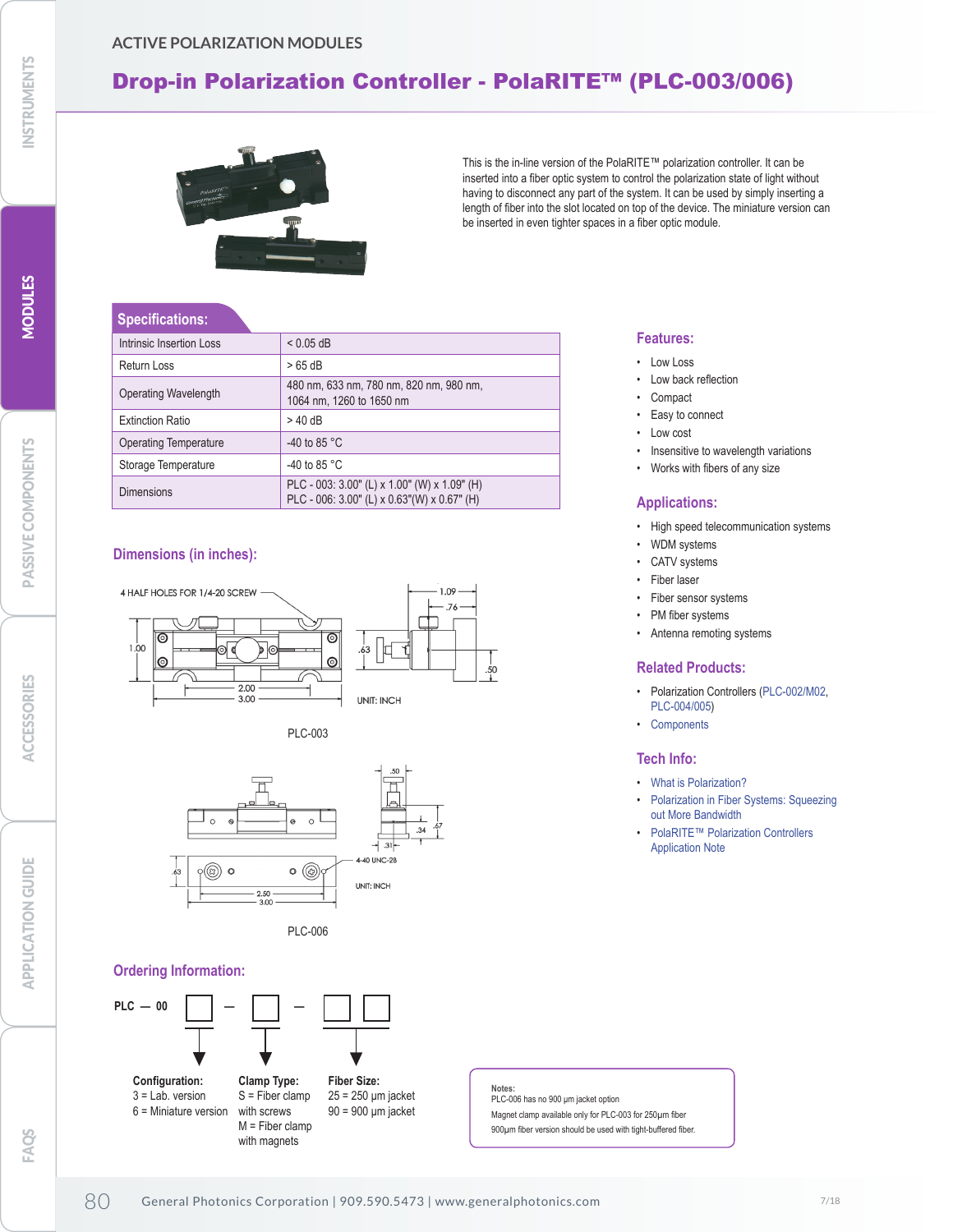ACTIVE POLARIZATION MODULES

# Drop-in Polarization Controller - PolaRITE™ (PLC-003/006)

This is the in-line version of the PolaRITE™ polarization controller. It can be inserted into a fiber optic system to control the polarization state of light without having to disconnect any part of the system. It can be used by simply inserting a length of fiber into the slot located on top of the device. The miniature version can be inserted in even tighter spaces in a fiber optic module.

## Specifications:

| Parameter | Value |
|---|---|
| Intrinsic Insertion Loss | < 0.05 dB |
| Return Loss | > 65 dB |
| Operating Wavelength | 480 nm, 633 nm, 780 nm, 820 nm, 980 nm, 1064 nm, 1260 to 1650 nm |
| Extinction Ratio | > 40 dB |
| Operating Temperature | -40 to 85 °C |
| Storage Temperature | -40 to 85 °C |
| Dimensions | PLC - 003: 3.00" (L) x 1.00" (W) x 1.09" (H)<br>PLC - 006: 3.00" (L) x 0.63"(W) x 0.67" (H) |

## Features:

- Low Loss
- Low back reflection
- Compact
- Easy to connect
- Low cost
- Insensitive to wavelength variations
- Works with fibers of any size

## Applications:

- High speed telecommunication systems
- WDM systems
- CATV systems
- Fiber laser
- Fiber sensor systems
- PM fiber systems
- Antenna remoting systems

## Related Products:

- Polarization Controllers (PLC-002/M02, PLC-004/005)
- Components

## Tech Info:

- What is Polarization?
- Polarization in Fiber Systems: Squeezing out More Bandwidth
- PolaRITE™ Polarization Controllers Application Note

## Dimensions (in inches):

4 HALF HOLES FOR 1/4-20 SCREW

1.00, 2.00, 3.00, .63, 1.09, .76, .50

UNIT: INCH

PLC-003

.50, .67, .34, .31, .63, 2.50, 3.00

4-40 UNC-2B

UNIT: INCH

PLC-006

## Ordering Information:

PLC — 00 [ ] — [ ] — [ ][ ]

**Configuration:**
3 = Lab. version
6 = Miniature version

**Clamp Type:**
S = Fiber clamp with screws
M = Fiber clamp with magnets

**Fiber Size:**
25 = 250 µm jacket
90 = 900 µm jacket

**Notes:**
PLC-006 has no 900 µm jacket option
Magnet clamp available only for PLC-003 for 250µm fiber
900µm fiber version should be used with tight-buffered fiber.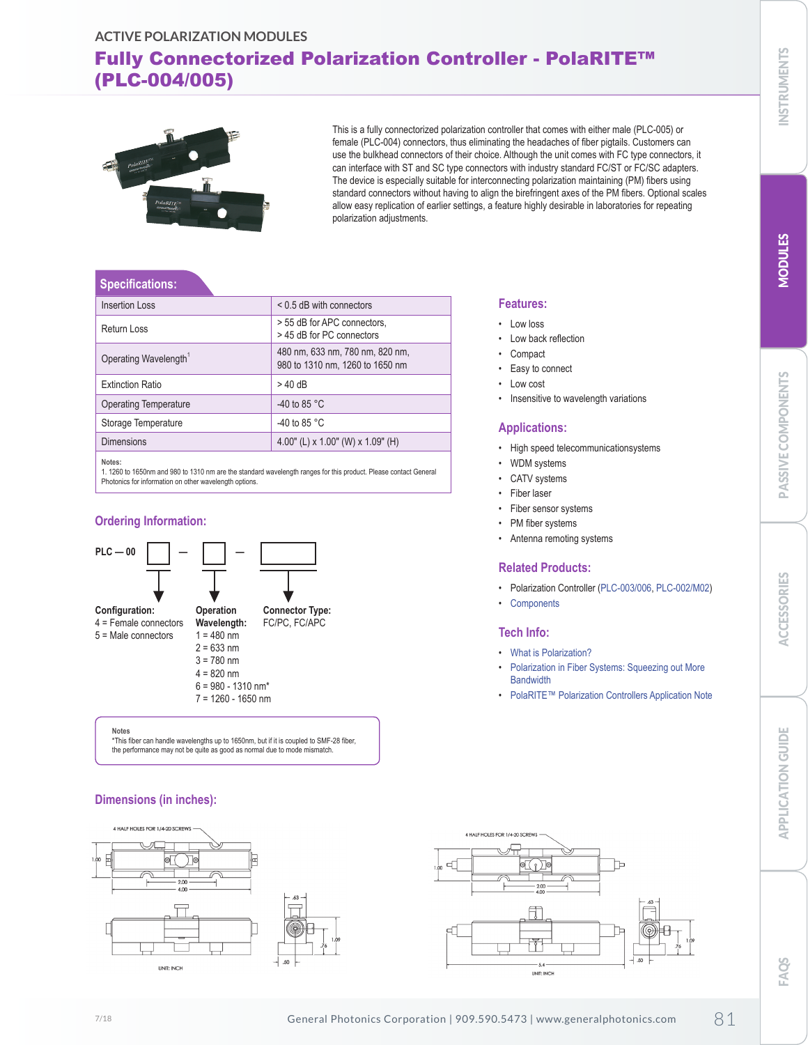ACTIVE POLARIZATION MODULES

# Fully Connectorized Polarization Controller - PolaRITE™ (PLC-004/005)

This is a fully connectorized polarization controller that comes with either male (PLC-005) or female (PLC-004) connectors, thus eliminating the headaches of fiber pigtails. Customers can use the bulkhead connectors of their choice. Although the unit comes with FC type connectors, it can interface with ST and SC type connectors with industry standard FC/ST or FC/SC adapters. The device is especially suitable for interconnecting polarization maintaining (PM) fibers using standard connectors without having to align the birefringent axes of the PM fibers. Optional scales allow easy replication of earlier settings, a feature highly desirable in laboratories for repeating polarization adjustments.

## Specifications:

| | |
|---|---|
| Insertion Loss | < 0.5 dB with connectors |
| Return Loss | > 55 dB for APC connectors,<br>> 45 dB for PC connectors |
| Operating Wavelength[1] | 480 nm, 633 nm, 780 nm, 820 nm,<br>980 to 1310 nm, 1260 to 1650 nm |
| Extinction Ratio | > 40 dB |
| Operating Temperature | -40 to 85 °C |
| Storage Temperature | -40 to 85 °C |
| Dimensions | 4.00" (L) x 1.00" (W) x 1.09" (H) |

Notes:
1. 1260 to 1650nm and 980 to 1310 nm are the standard wavelength ranges for this product. Please contact General Photonics for information on other wavelength options.

## Ordering Information:

PLC — 00 □ — □ — □

**Configuration:**
4 = Female connectors
5 = Male connectors

**Operation Wavelength:**
1 = 480 nm
2 = 633 nm
3 = 780 nm
4 = 820 nm
6 = 980 - 1310 nm*
7 = 1260 - 1650 nm

**Connector Type:**
FC/PC, FC/APC

Notes
*This fiber can handle wavelengths up to 1650nm, but if it is coupled to SMF-28 fiber, the performance may not be quite as good as normal due to mode mismatch.

## Features:

- Low loss
- Low back reflection
- Compact
- Easy to connect
- Low cost
- Insensitive to wavelength variations

## Applications:

- High speed telecommunicationsystems
- WDM systems
- CATV systems
- Fiber laser
- Fiber sensor systems
- PM fiber systems
- Antenna remoting systems

## Related Products:

- Polarization Controller (PLC-003/006, PLC-002/M02)
- Components

## Tech Info:

- What is Polarization?
- Polarization in Fiber Systems: Squeezing out More Bandwidth
- PolaRITE™ Polarization Controllers Application Note

## Dimensions (in inches):

4 HALF HOLES FOR 1/4-20 SCREWS
1.00
2.00
4.00
.63
1.09
.76
.50
UNIT: INCH

4 HALF HOLES FOR 1/4-20 SCREWS
1.00
2.00
4.00
.63
1.09
.76
.50
5.4
UNIT: INCH